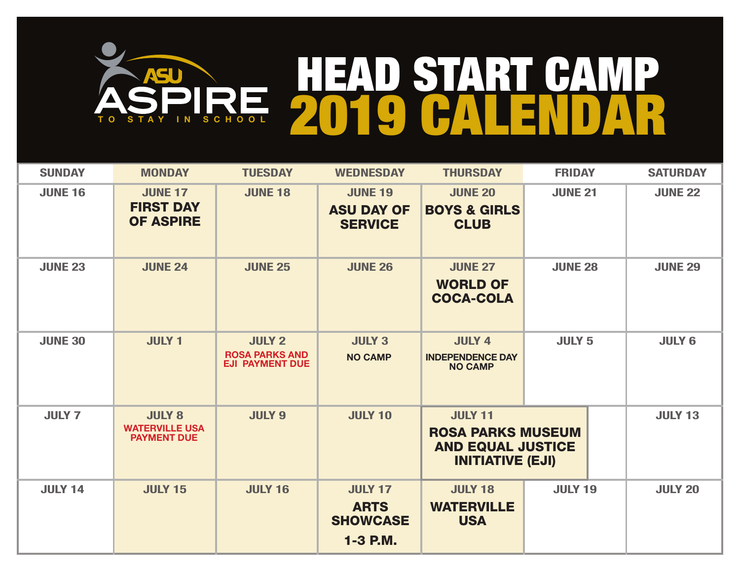ASU ASPIRE
TO STAY IN SCHOOL

# HEAD START CAMP 2019 CALENDAR

| SUNDAY | MONDAY | TUESDAY | WEDNESDAY | THURSDAY | FRIDAY | SATURDAY |
|---|---|---|---|---|---|---|
| JUNE 16 | JUNE 17<br>**FIRST DAY OF ASPIRE** | JUNE 18 | JUNE 19<br>**ASU DAY OF SERVICE** | JUNE 20<br>**BOYS & GIRLS CLUB** | JUNE 21 | JUNE 22 |
| JUNE 23 | JUNE 24 | JUNE 25 | JUNE 26 | JUNE 27<br>**WORLD OF COCA-COLA** | JUNE 28 | JUNE 29 |
| JUNE 30 | JULY 1 | JULY 2<br>ROSA PARKS AND EJI PAYMENT DUE | JULY 3<br>NO CAMP | JULY 4<br>INDEPENDENCE DAY NO CAMP | JULY 5 | JULY 6 |
| JULY 7 | JULY 8<br>WATERVILLE USA PAYMENT DUE | JULY 9 | JULY 10 | JULY 11<br>**ROSA PARKS MUSEUM AND EQUAL JUSTICE INITIATIVE (EJI)** | | JULY 13 |
| JULY 14 | JULY 15 | JULY 16 | JULY 17<br>**ARTS SHOWCASE**<br>**1-3 P.M.** | JULY 18<br>**WATERVILLE USA** | JULY 19 | JULY 20 |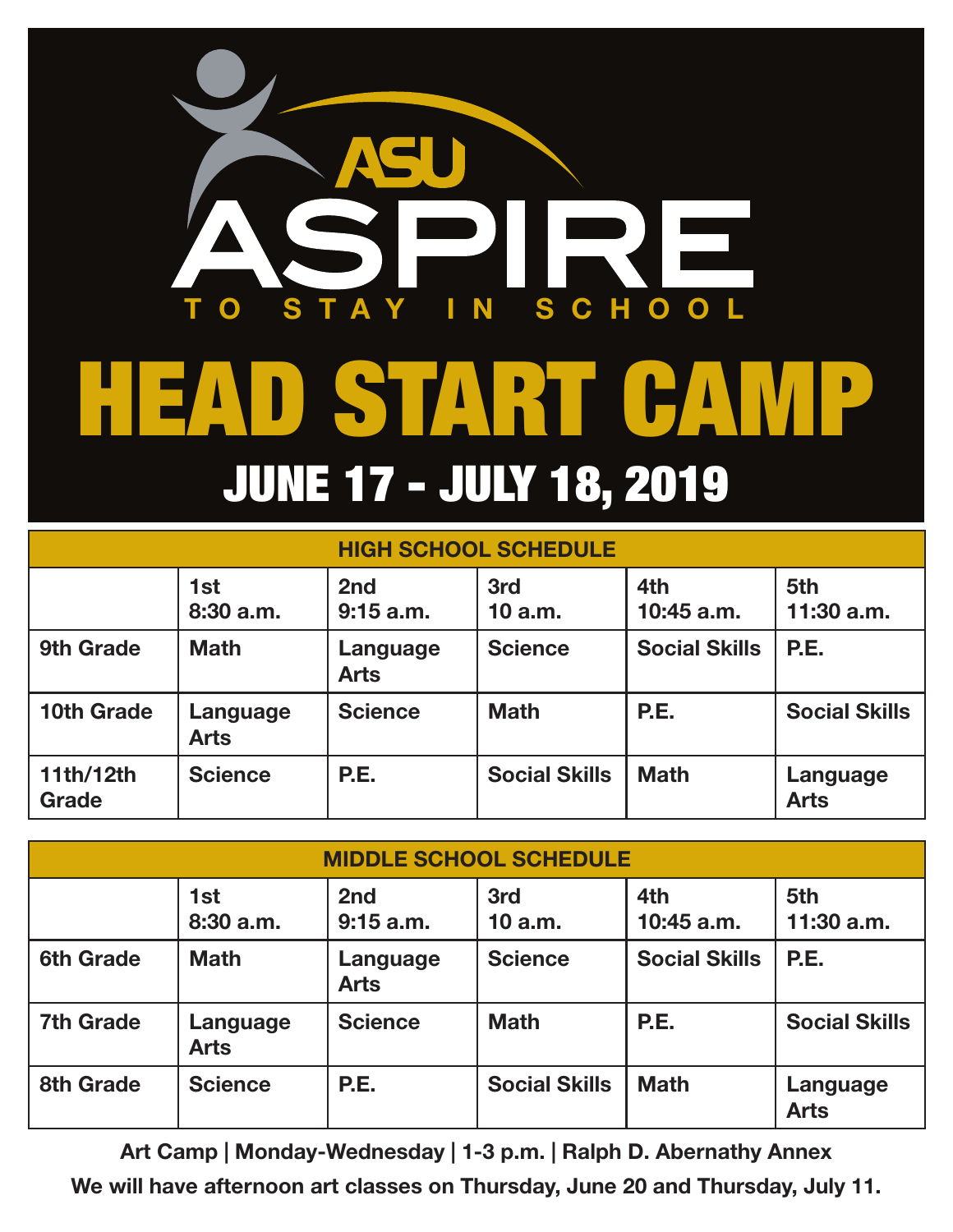ASU

# ASPIRE

TO STAY IN SCHOOL

# HEAD START CAMP

## JUNE 17 - JULY 18, 2019

| HIGH SCHOOL SCHEDULE | | | | | |
|---|---|---|---|---|---|
| | **1st 8:30 a.m.** | **2nd 9:15 a.m.** | **3rd 10 a.m.** | **4th 10:45 a.m.** | **5th 11:30 a.m.** |
| **9th Grade** | Math | Language Arts | Science | Social Skills | P.E. |
| **10th Grade** | Language Arts | Science | Math | P.E. | Social Skills |
| **11th/12th Grade** | Science | P.E. | Social Skills | Math | Language Arts |

| MIDDLE SCHOOL SCHEDULE | | | | | |
|---|---|---|---|---|---|
| | **1st 8:30 a.m.** | **2nd 9:15 a.m.** | **3rd 10 a.m.** | **4th 10:45 a.m.** | **5th 11:30 a.m.** |
| **6th Grade** | Math | Language Arts | Science | Social Skills | P.E. |
| **7th Grade** | Language Arts | Science | Math | P.E. | Social Skills |
| **8th Grade** | Science | P.E. | Social Skills | Math | Language Arts |

**Art Camp | Monday-Wednesday | 1-3 p.m. | Ralph D. Abernathy Annex**

**We will have afternoon art classes on Thursday, June 20 and Thursday, July 11.**